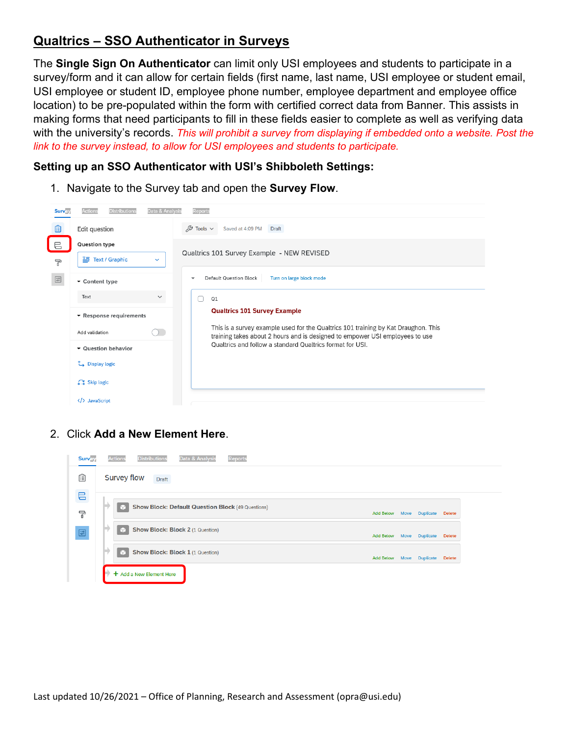# Qualtrics – SSO Authenticator in Surveys

The **Single Sign On Authenticator** can limit only USI employees and students to participate in a survey/form and it can allow for certain fields (first name, last name, USI employee or student email, USI employee or student ID, employee phone number, employee department and employee office location) to be pre-populated within the form with certified correct data from Banner. This assists in making forms that need participants to fill in these fields easier to complete as well as verifying data with the university's records. *This will prohibit a survey from displaying if embedded onto a website. Post the link to the survey instead, to allow for USI employees and students to participate.*

### Setting up an SSO Authenticator with USI's Shibboleth Settings:

1. Navigate to the Survey tab and open the **Survey Flow**.

2. Click **Add a New Element Here**.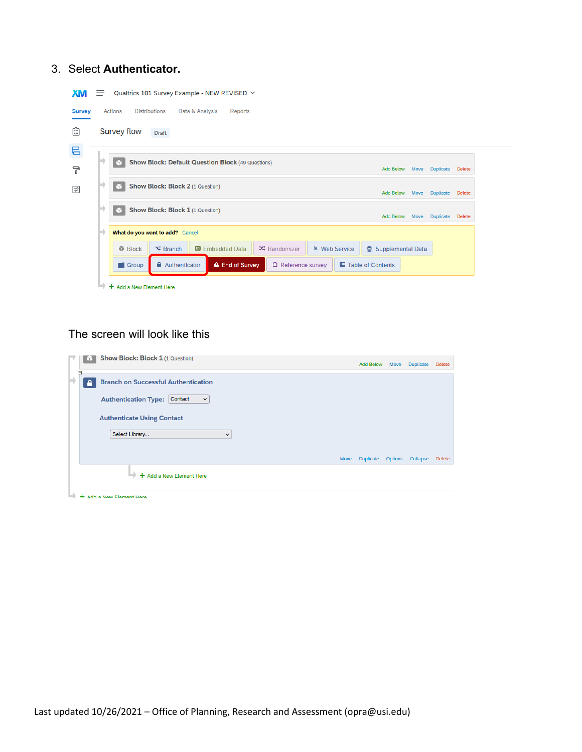3. Select **Authenticator.**

The screen will look like this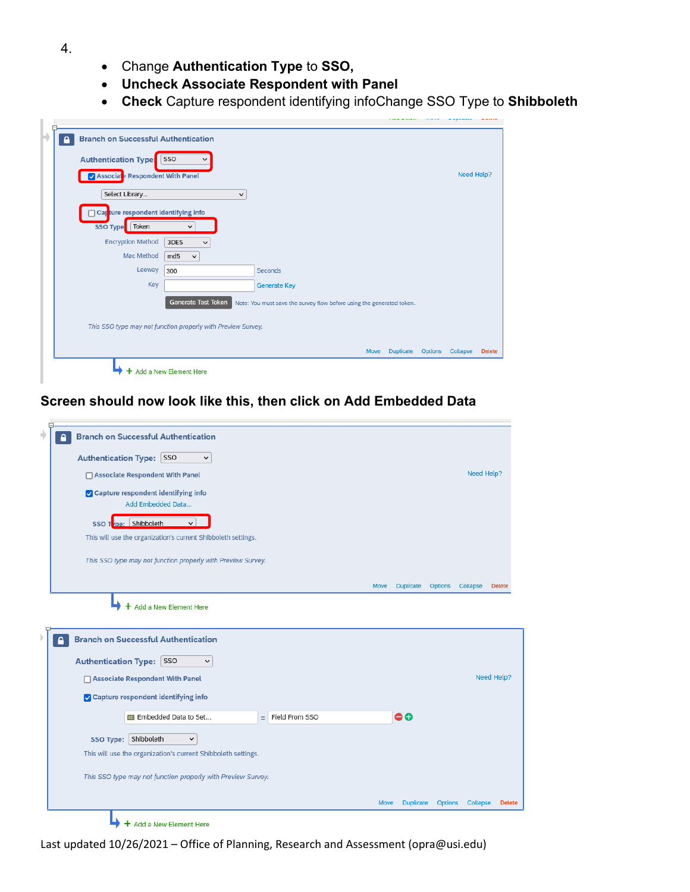4.

- Change **Authentication Type** to **SSO,**
- **Uncheck Associate Respondent with Panel**
- **Check** Capture respondent identifying infoChange SSO Type to **Shibboleth**

**Screen should now look like this, then click on Add Embedded Data**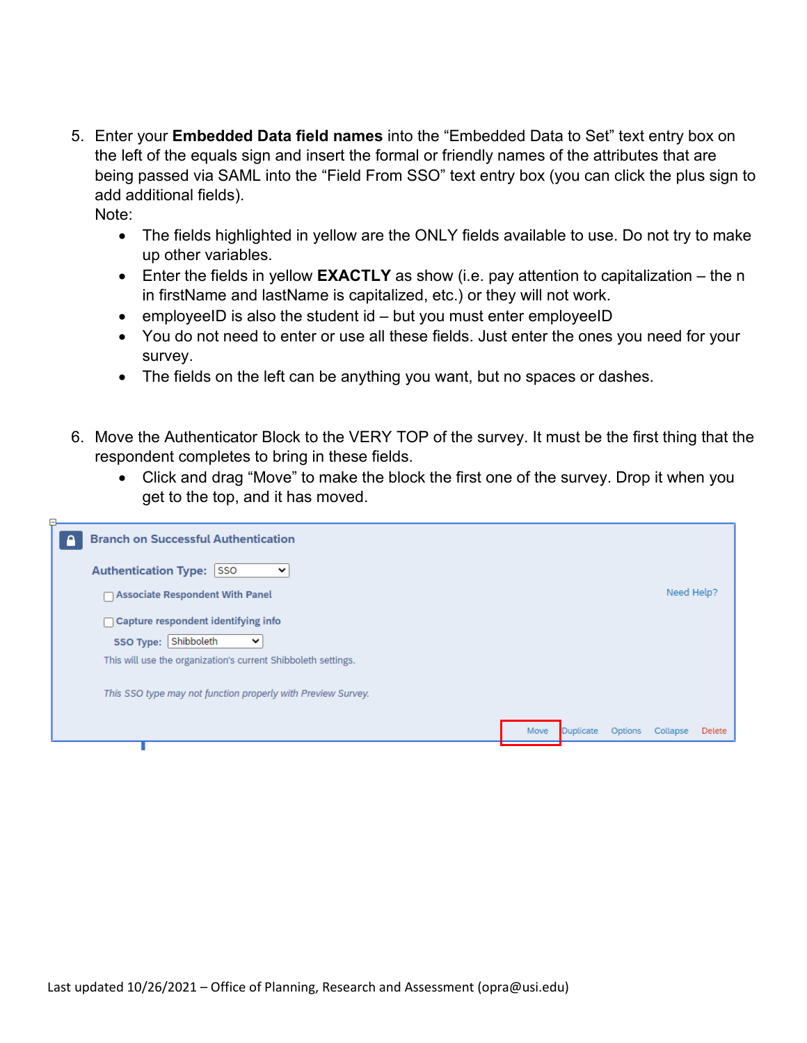5. Enter your **Embedded Data field names** into the “Embedded Data to Set” text entry box on the left of the equals sign and insert the formal or friendly names of the attributes that are being passed via SAML into the “Field From SSO” text entry box (you can click the plus sign to add additional fields).
   Note:
   - The fields highlighted in yellow are the ONLY fields available to use. Do not try to make up other variables.
   - Enter the fields in yellow **EXACTLY** as show (i.e. pay attention to capitalization – the n in firstName and lastName is capitalized, etc.) or they will not work.
   - employeeID is also the student id – but you must enter employeeID
   - You do not need to enter or use all these fields. Just enter the ones you need for your survey.
   - The fields on the left can be anything you want, but no spaces or dashes.

6. Move the Authenticator Block to the VERY TOP of the survey. It must be the first thing that the respondent completes to bring in these fields.
   - Click and drag “Move” to make the block the first one of the survey. Drop it when you get to the top, and it has moved.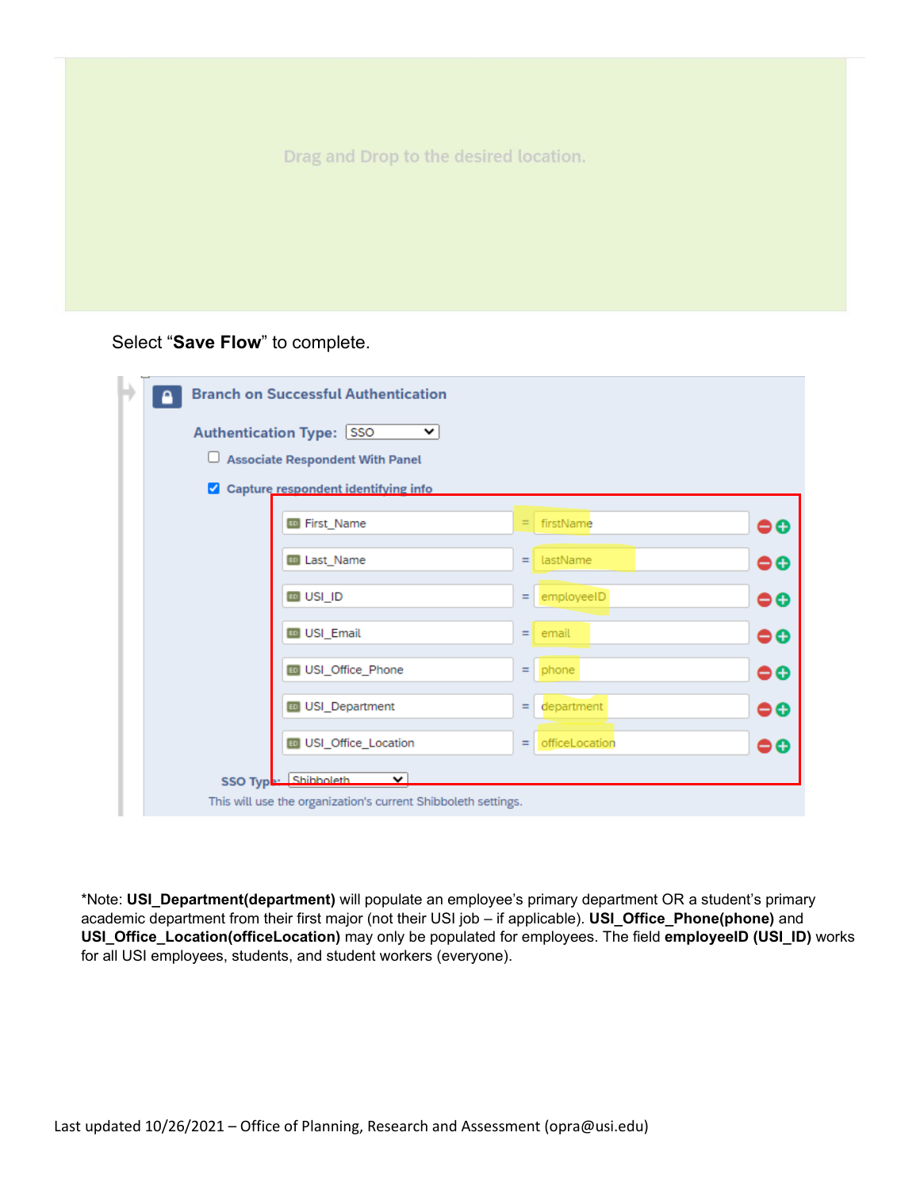Drag and Drop to the desired location.

Select “**Save Flow**” to complete.

Branch on Successful Authentication

Authentication Type: SSO

Associate Respondent With Panel

Capture respondent identifying info

| | | |
|---|---|---|
| First_Name | = | firstName |
| Last_Name | = | lastName |
| USI_ID | = | employeeID |
| USI_Email | = | email |
| USI_Office_Phone | = | phone |
| USI_Department | = | department |
| USI_Office_Location | = | officeLocation |

SSO Type: Shibboleth

This will use the organization's current Shibboleth settings.

*Note: **USI_Department(department)** will populate an employee's primary department OR a student's primary academic department from their first major (not their USI job – if applicable). **USI_Office_Phone(phone)** and **USI_Office_Location(officeLocation)** may only be populated for employees. The field **employeeID (USI_ID)** works for all USI employees, students, and student workers (everyone).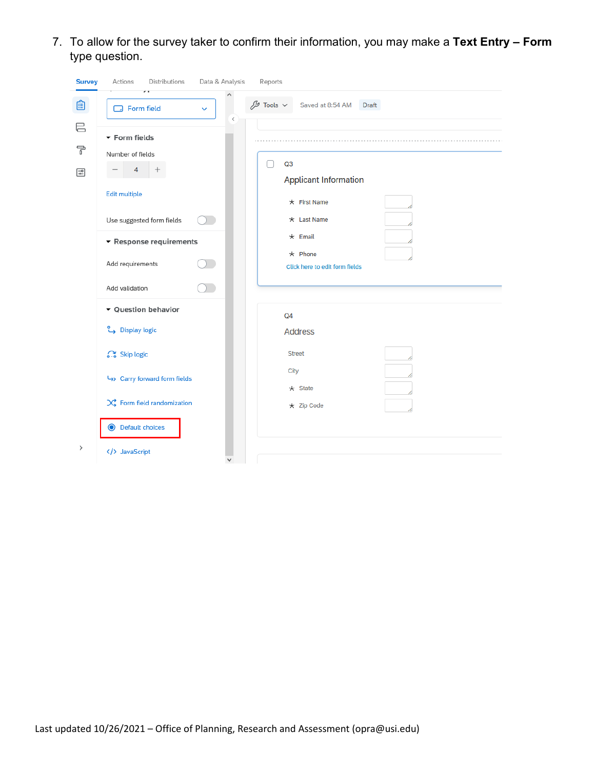7. To allow for the survey taker to confirm their information, you may make a **Text Entry – Form** type question.

Survey Actions Distributions Data & Analysis Reports

Form field

Form fields

Number of fields

4

Edit multiple

Use suggested form fields

Response requirements

Add requirements

Add validation

Question behavior

Display logic

Skip logic

Carry forward form fields

Form field randomization

Default choices

JavaScript

Tools Saved at 8:54 AM Draft

Q3

Applicant Information

* First Name
* Last Name
* Email
* Phone

Click here to edit form fields

Q4

Address

Street

City

* State
* Zip Code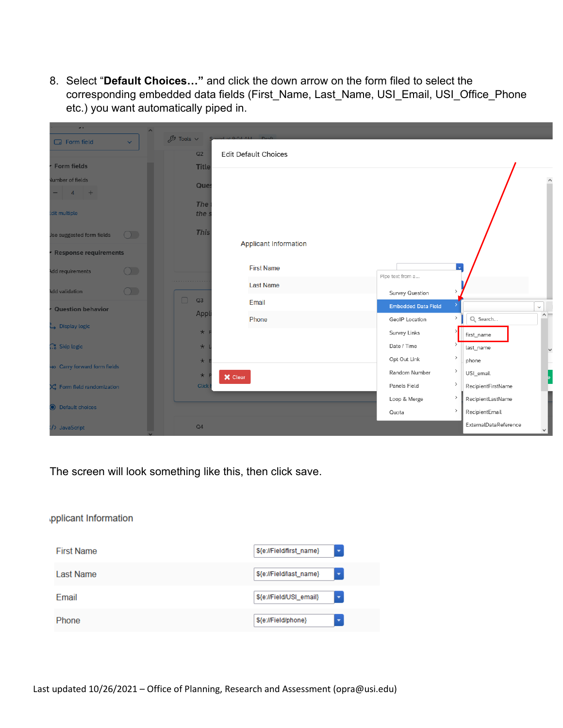8. Select "**Default Choices…**" and click the down arrow on the form filed to select the corresponding embedded data fields (First_Name, Last_Name, USI_Email, USI_Office_Phone etc.) you want automatically piped in.

The screen will look something like this, then click save.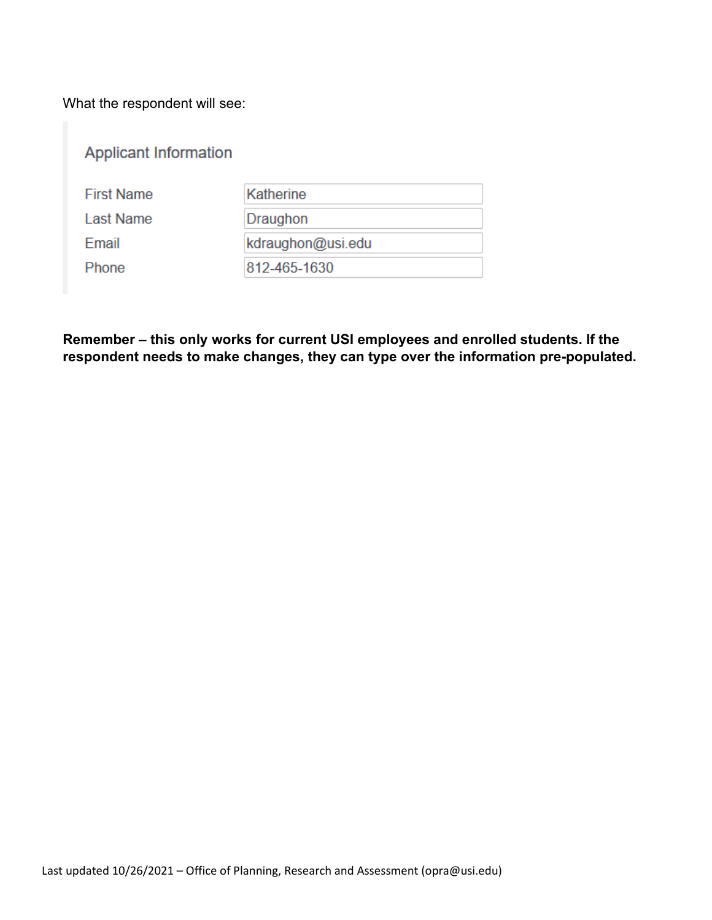What the respondent will see:

### Applicant Information

| | |
|---|---|
| First Name | Katherine |
| Last Name | Draughon |
| Email | kdraughon@usi.edu |
| Phone | 812-465-1630 |

**Remember – this only works for current USI employees and enrolled students. If the respondent needs to make changes, they can type over the information pre-populated.**